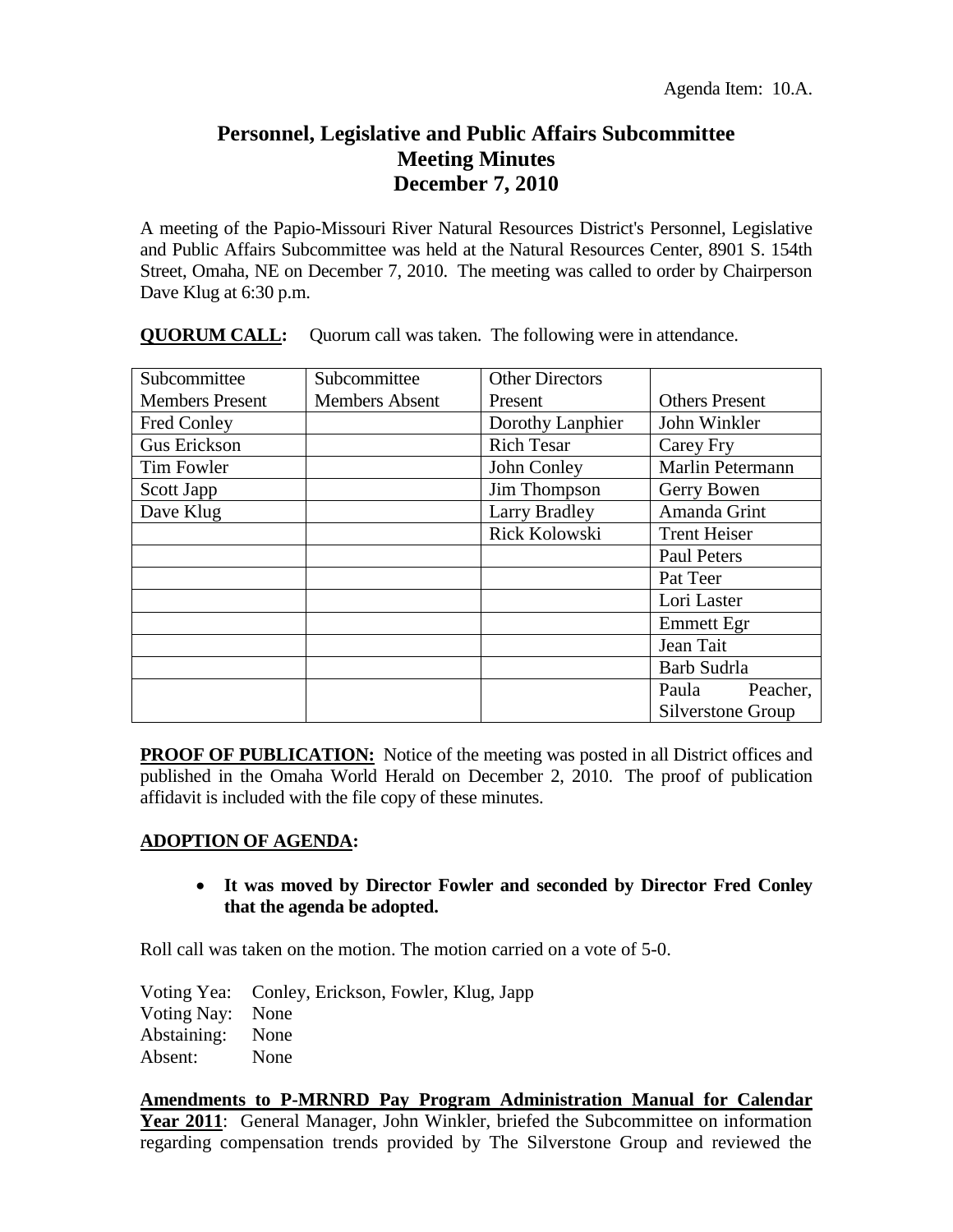Agenda Item: 10.A.

# Personnel, Legislative and Public Affairs Subcommittee
# Meeting Minutes
# December 7, 2010

A meeting of the Papio-Missouri River Natural Resources District's Personnel, Legislative and Public Affairs Subcommittee was held at the Natural Resources Center, 8901 S. 154th Street, Omaha, NE on December 7, 2010. The meeting was called to order by Chairperson Dave Klug at 6:30 p.m.

**QUORUM CALL:** Quorum call was taken. The following were in attendance.

| Subcommittee Members Present | Subcommittee Members Absent | Other Directors Present | Others Present |
|---|---|---|---|
| Fred Conley | | Dorothy Lanphier | John Winkler |
| Gus Erickson | | Rich Tesar | Carey Fry |
| Tim Fowler | | John Conley | Marlin Petermann |
| Scott Japp | | Jim Thompson | Gerry Bowen |
| Dave Klug | | Larry Bradley | Amanda Grint |
| | | Rick Kolowski | Trent Heiser |
| | | | Paul Peters |
| | | | Pat Teer |
| | | | Lori Laster |
| | | | Emmett Egr |
| | | | Jean Tait |
| | | | Barb Sudrla |
| | | | Paula Peacher, Silverstone Group |

**PROOF OF PUBLICATION:** Notice of the meeting was posted in all District offices and published in the Omaha World Herald on December 2, 2010. The proof of publication affidavit is included with the file copy of these minutes.

**ADOPTION OF AGENDA:**

- **It was moved by Director Fowler and seconded by Director Fred Conley that the agenda be adopted.**

Roll call was taken on the motion. The motion carried on a vote of 5-0.

Voting Yea: Conley, Erickson, Fowler, Klug, Japp
Voting Nay: None
Abstaining: None
Absent: None

**Amendments to P-MRNRD Pay Program Administration Manual for Calendar Year 2011**: General Manager, John Winkler, briefed the Subcommittee on information regarding compensation trends provided by The Silverstone Group and reviewed the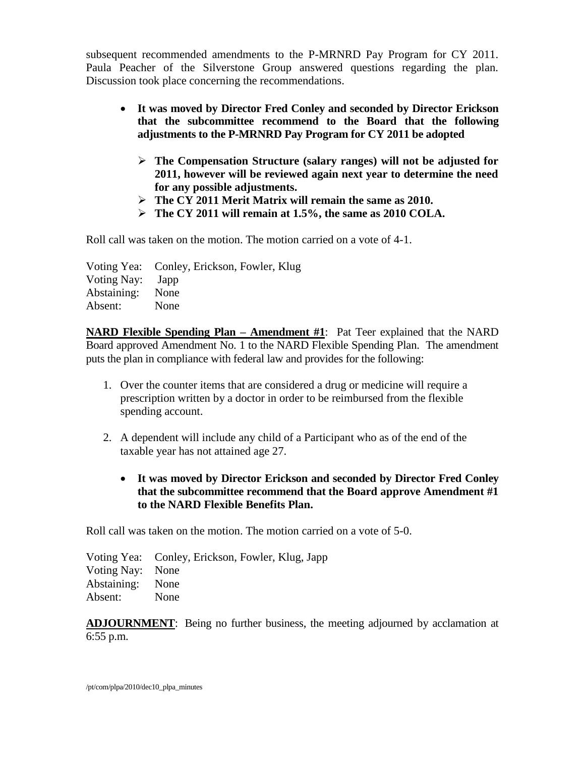subsequent recommended amendments to the P-MRNRD Pay Program for CY 2011. Paula Peacher of the Silverstone Group answered questions regarding the plan. Discussion took place concerning the recommendations.

- **It was moved by Director Fred Conley and seconded by Director Erickson that the subcommittee recommend to the Board that the following adjustments to the P-MRNRD Pay Program for CY 2011 be adopted**
  - **The Compensation Structure (salary ranges) will not be adjusted for 2011, however will be reviewed again next year to determine the need for any possible adjustments.**
  - **The CY 2011 Merit Matrix will remain the same as 2010.**
  - **The CY 2011 will remain at 1.5%, the same as 2010 COLA.**

Roll call was taken on the motion. The motion carried on a vote of 4-1.

Voting Yea: Conley, Erickson, Fowler, Klug
Voting Nay: Japp
Abstaining: None
Absent: None

**NARD Flexible Spending Plan – Amendment #1**: Pat Teer explained that the NARD Board approved Amendment No. 1 to the NARD Flexible Spending Plan. The amendment puts the plan in compliance with federal law and provides for the following:

1. Over the counter items that are considered a drug or medicine will require a prescription written by a doctor in order to be reimbursed from the flexible spending account.
2. A dependent will include any child of a Participant who as of the end of the taxable year has not attained age 27.

- **It was moved by Director Erickson and seconded by Director Fred Conley that the subcommittee recommend that the Board approve Amendment #1 to the NARD Flexible Benefits Plan.**

Roll call was taken on the motion. The motion carried on a vote of 5-0.

Voting Yea: Conley, Erickson, Fowler, Klug, Japp
Voting Nay: None
Abstaining: None
Absent: None

**ADJOURNMENT**: Being no further business, the meeting adjourned by acclamation at 6:55 p.m.

/pt/com/plpa/2010/dec10_plpa_minutes